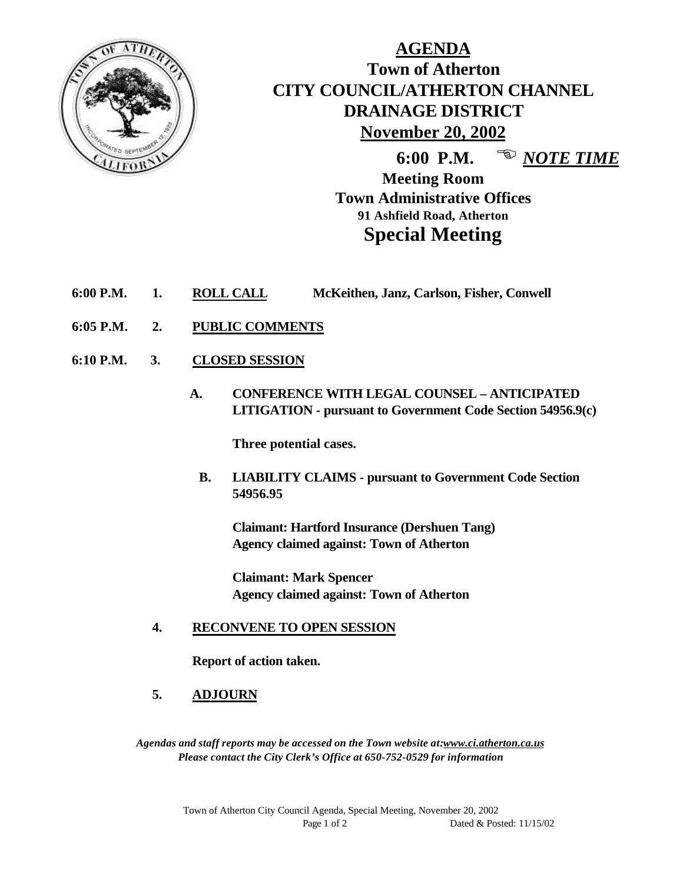# AGENDA

## Town of Atherton
## CITY COUNCIL/ATHERTON CHANNEL DRAINAGE DISTRICT

**November 20, 2002**

**6:00 P.M.** ☞ ***NOTE TIME***

**Meeting Room**
**Town Administrative Offices**
**91 Ashfield Road, Atherton**

## Special Meeting

**6:00 P.M. 1. ROLL CALL** McKeithen, Janz, Carlson, Fisher, Conwell

**6:05 P.M. 2. PUBLIC COMMENTS**

**6:10 P.M. 3. CLOSED SESSION**

**A. CONFERENCE WITH LEGAL COUNSEL – ANTICIPATED LITIGATION - pursuant to Government Code Section 54956.9(c)**

Three potential cases.

**B. LIABILITY CLAIMS - pursuant to Government Code Section 54956.95**

Claimant: Hartford Insurance (Dershuen Tang)
Agency claimed against: Town of Atherton

Claimant: Mark Spencer
Agency claimed against: Town of Atherton

**4. RECONVENE TO OPEN SESSION**

Report of action taken.

**5. ADJOURN**

*Agendas and staff reports may be accessed on the Town website at:www.ci.atherton.ca.us*
*Please contact the City Clerk's Office at 650-752-0529 for information*

Town of Atherton City Council Agenda, Special Meeting, November 20, 2002
Dated & Posted: 11/15/02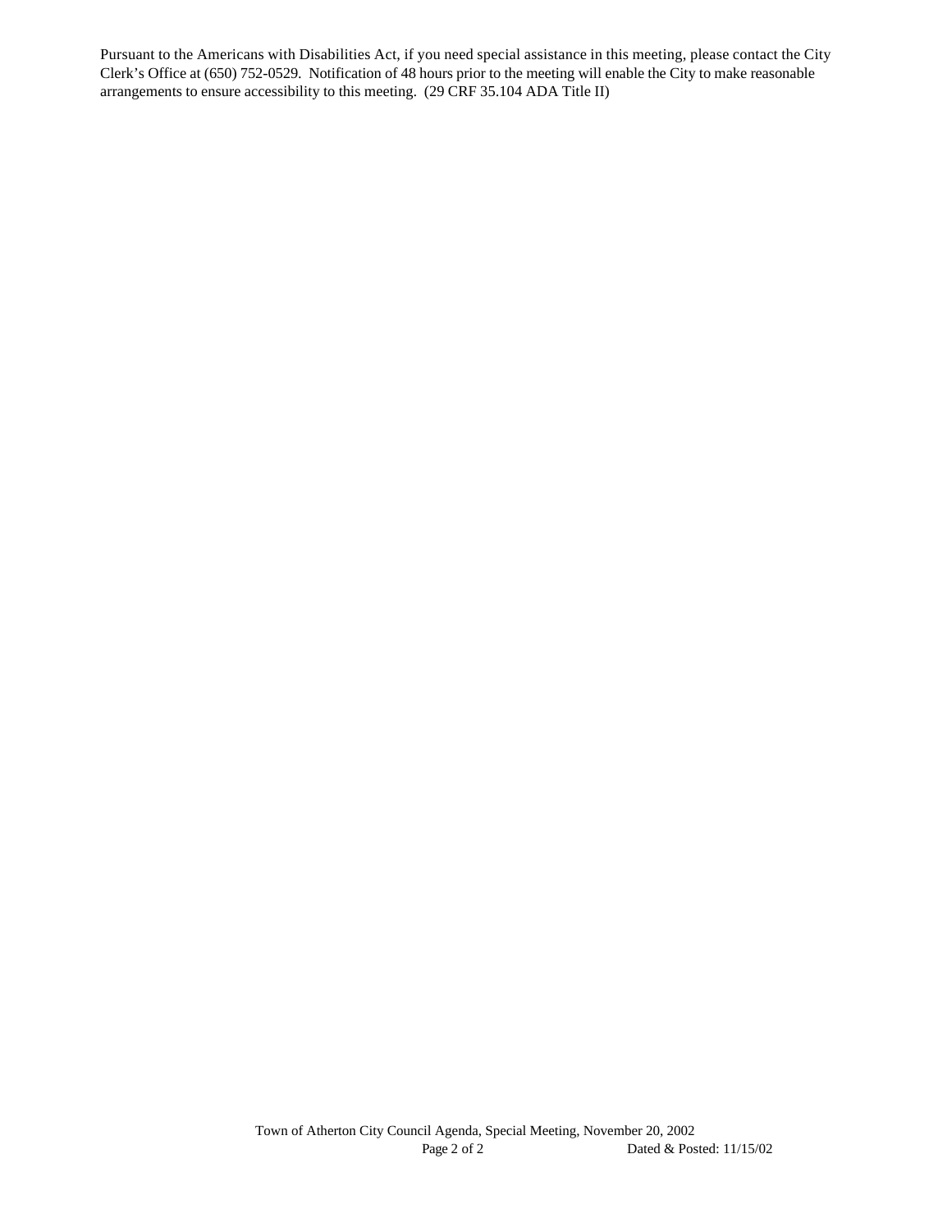Pursuant to the Americans with Disabilities Act, if you need special assistance in this meeting, please contact the City Clerk's Office at (650) 752-0529. Notification of 48 hours prior to the meeting will enable the City to make reasonable arrangements to ensure accessibility to this meeting. (29 CRF 35.104 ADA Title II)